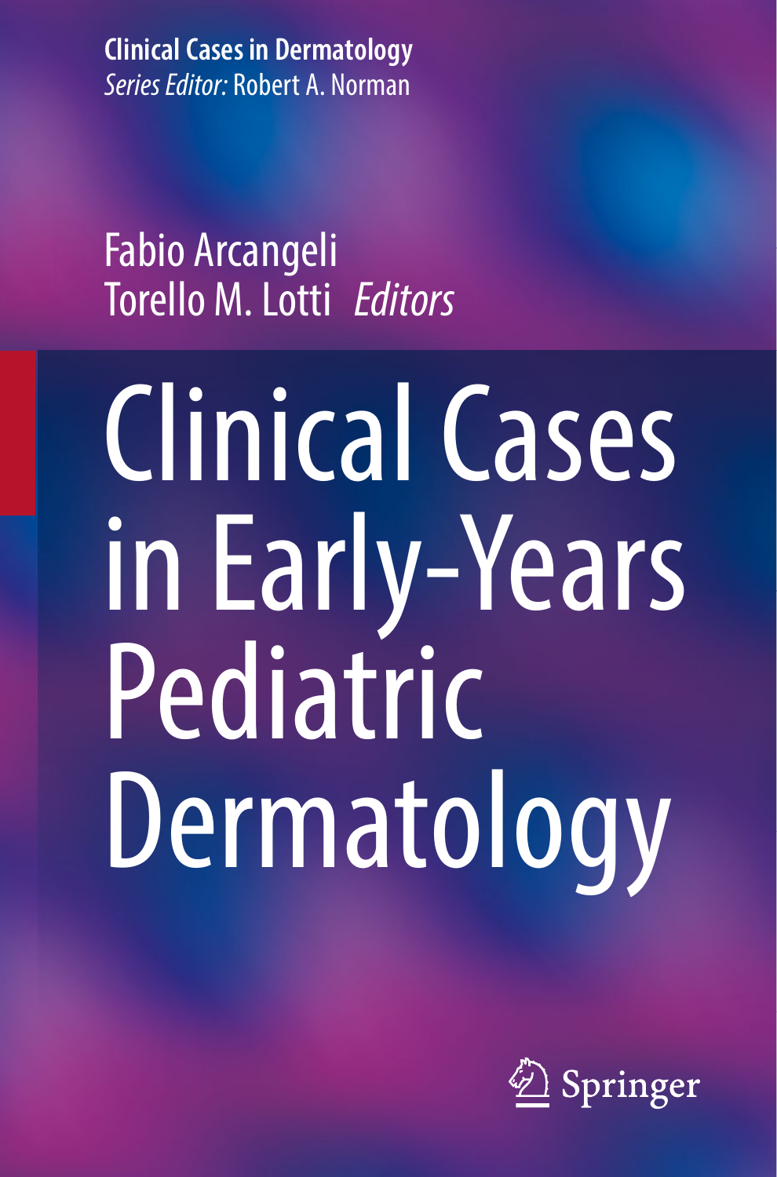**Clinical Cases in Dermatology**
*Series Editor:* Robert A. Norman

Fabio Arcangeli
Torello M. Lotti *Editors*

# Clinical Cases in Early-Years Pediatric Dermatology

Springer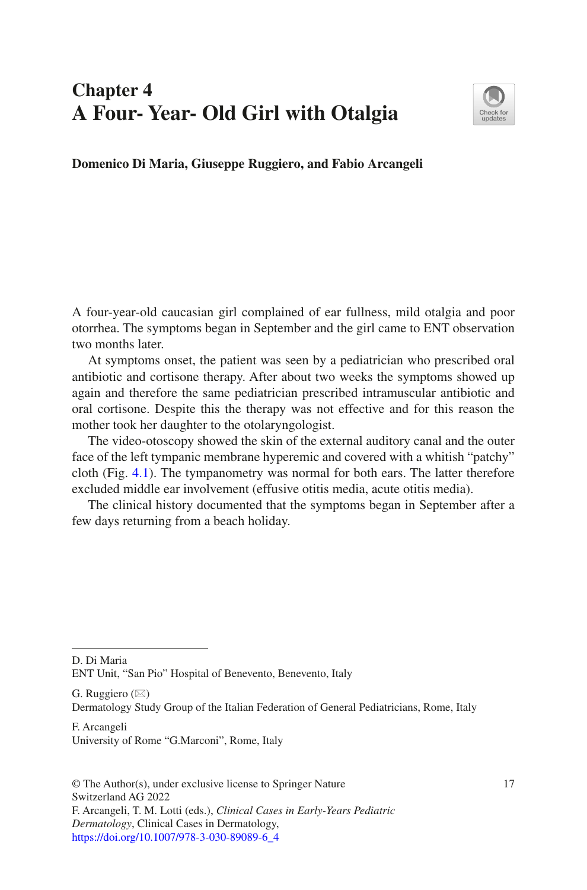# Chapter 4
# A Four- Year- Old Girl with Otalgia

**Domenico Di Maria, Giuseppe Ruggiero, and Fabio Arcangeli**

A four-year-old caucasian girl complained of ear fullness, mild otalgia and poor otorrhea. The symptoms began in September and the girl came to ENT observation two months later.

At symptoms onset, the patient was seen by a pediatrician who prescribed oral antibiotic and cortisone therapy. After about two weeks the symptoms showed up again and therefore the same pediatrician prescribed intramuscular antibiotic and oral cortisone. Despite this the therapy was not effective and for this reason the mother took her daughter to the otolaryngologist.

The video-otoscopy showed the skin of the external auditory canal and the outer face of the left tympanic membrane hyperemic and covered with a whitish "patchy" cloth (Fig. 4.1). The tympanometry was normal for both ears. The latter therefore excluded middle ear involvement (effusive otitis media, acute otitis media).

The clinical history documented that the symptoms began in September after a few days returning from a beach holiday.

---

D. Di Maria
ENT Unit, "San Pio" Hospital of Benevento, Benevento, Italy

G. Ruggiero (✉)
Dermatology Study Group of the Italian Federation of General Pediatricians, Rome, Italy

F. Arcangeli
University of Rome "G.Marconi", Rome, Italy

© The Author(s), under exclusive license to Springer Nature Switzerland AG 2022
F. Arcangeli, T. M. Lotti (eds.), *Clinical Cases in Early-Years Pediatric Dermatology*, Clinical Cases in Dermatology,
https://doi.org/10.1007/978-3-030-89089-6_4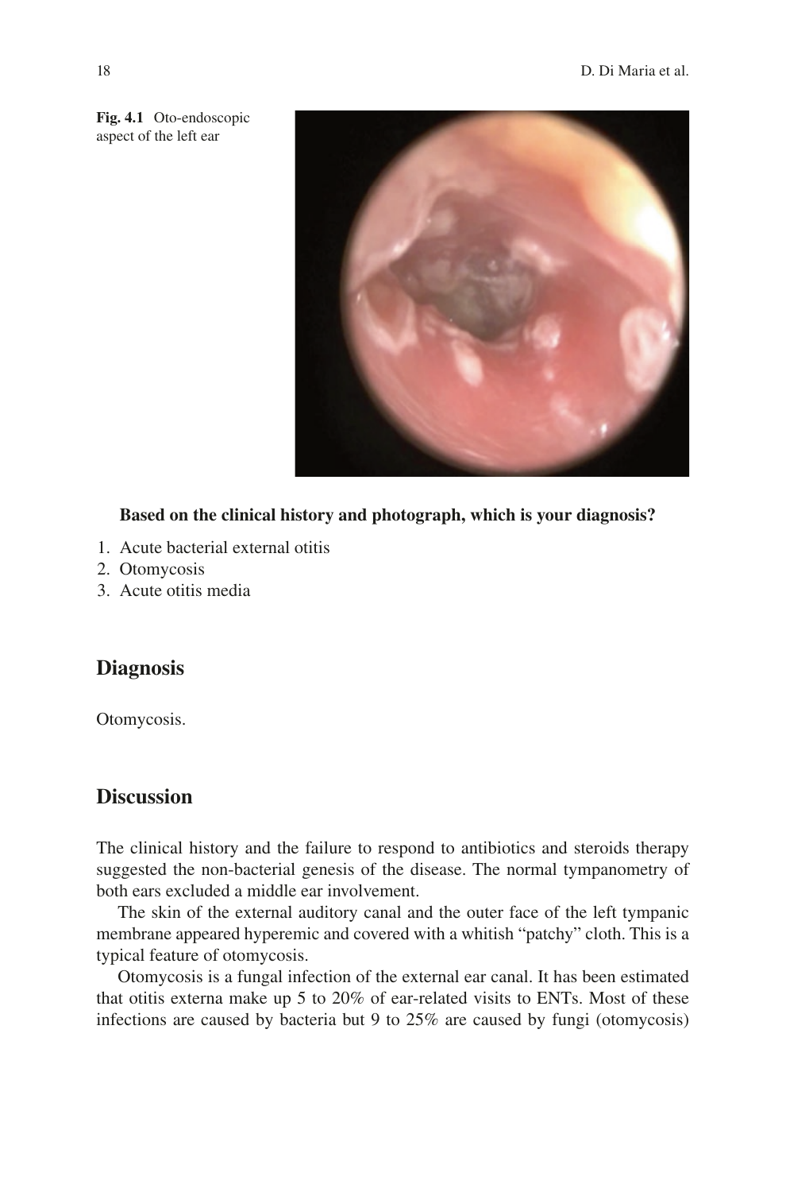Fig. 4.1 Oto-endoscopic aspect of the left ear

**Based on the clinical history and photograph, which is your diagnosis?**

1. Acute bacterial external otitis
2. Otomycosis
3. Acute otitis media

## Diagnosis

Otomycosis.

## Discussion

The clinical history and the failure to respond to antibiotics and steroids therapy suggested the non-bacterial genesis of the disease. The normal tympanometry of both ears excluded a middle ear involvement.

The skin of the external auditory canal and the outer face of the left tympanic membrane appeared hyperemic and covered with a whitish "patchy" cloth. This is a typical feature of otomycosis.

Otomycosis is a fungal infection of the external ear canal. It has been estimated that otitis externa make up 5 to 20% of ear-related visits to ENTs. Most of these infections are caused by bacteria but 9 to 25% are caused by fungi (otomycosis)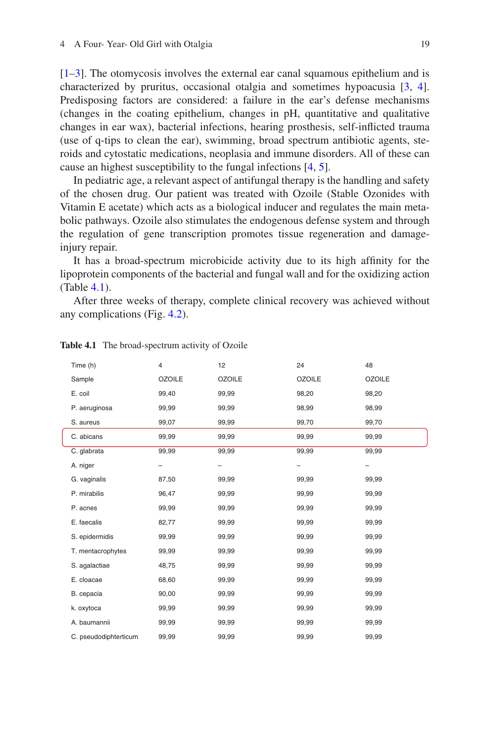[1–3]. The otomycosis involves the external ear canal squamous epithelium and is characterized by pruritus, occasional otalgia and sometimes hypoacusia [3, 4]. Predisposing factors are considered: a failure in the ear's defense mechanisms (changes in the coating epithelium, changes in pH, quantitative and qualitative changes in ear wax), bacterial infections, hearing prosthesis, self-inflicted trauma (use of q-tips to clean the ear), swimming, broad spectrum antibiotic agents, steroids and cytostatic medications, neoplasia and immune disorders. All of these can cause an highest susceptibility to the fungal infections [4, 5].

In pediatric age, a relevant aspect of antifungal therapy is the handling and safety of the chosen drug. Our patient was treated with Ozoile (Stable Ozonides with Vitamin E acetate) which acts as a biological inducer and regulates the main metabolic pathways. Ozoile also stimulates the endogenous defense system and through the regulation of gene transcription promotes tissue regeneration and damage-injury repair.

It has a broad-spectrum microbicide activity due to its high affinity for the lipoprotein components of the bacterial and fungal wall and for the oxidizing action (Table 4.1).

After three weeks of therapy, complete clinical recovery was achieved without any complications (Fig. 4.2).

**Table 4.1** The broad-spectrum activity of Ozoile

| Time (h) | 4 | 12 | 24 | 48 |
|---|---|---|---|---|
| Sample | OZOILE | OZOILE | OZOILE | OZOILE |
| E. coil | 99,40 | 99,99 | 98,20 | 98,20 |
| P. aeruginosa | 99,99 | 99,99 | 98,99 | 98,99 |
| S. aureus | 99,07 | 99,99 | 99,70 | 99,70 |
| C. abicans | 99,99 | 99,99 | 99,99 | 99,99 |
| C. glabrata | 99,99 | 99,99 | 99,99 | 99,99 |
| A. niger | – | – | – | – |
| G. vaginalis | 87,50 | 99,99 | 99,99 | 99,99 |
| P. mirabilis | 96,47 | 99,99 | 99,99 | 99,99 |
| P. acnes | 99,99 | 99,99 | 99,99 | 99,99 |
| E. faecalis | 82,77 | 99,99 | 99,99 | 99,99 |
| S. epidermidis | 99,99 | 99,99 | 99,99 | 99,99 |
| T. mentacrophytes | 99,99 | 99,99 | 99,99 | 99,99 |
| S. agalactiae | 48,75 | 99,99 | 99,99 | 99,99 |
| E. cloacae | 68,60 | 99,99 | 99,99 | 99,99 |
| B. cepacia | 90,00 | 99,99 | 99,99 | 99,99 |
| k. oxytoca | 99,99 | 99,99 | 99,99 | 99,99 |
| A. baumannii | 99,99 | 99,99 | 99,99 | 99,99 |
| C. pseudodiphterticum | 99,99 | 99,99 | 99,99 | 99,99 |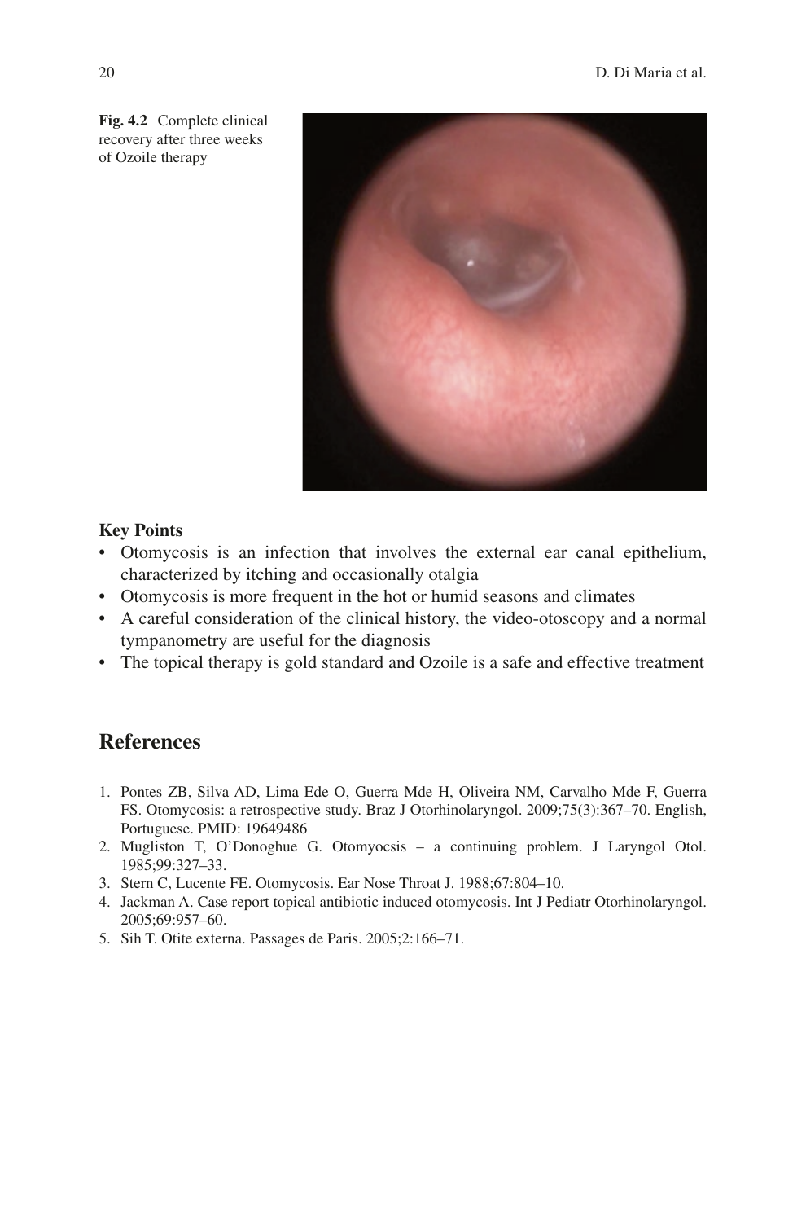**Fig. 4.2** Complete clinical recovery after three weeks of Ozoile therapy

**Key Points**

- Otomycosis is an infection that involves the external ear canal epithelium, characterized by itching and occasionally otalgia
- Otomycosis is more frequent in the hot or humid seasons and climates
- A careful consideration of the clinical history, the video-otoscopy and a normal tympanometry are useful for the diagnosis
- The topical therapy is gold standard and Ozoile is a safe and effective treatment

## References

1. Pontes ZB, Silva AD, Lima Ede O, Guerra Mde H, Oliveira NM, Carvalho Mde F, Guerra FS. Otomycosis: a retrospective study. Braz J Otorhinolaryngol. 2009;75(3):367–70. English, Portuguese. PMID: 19649486
2. Mugliston T, O'Donoghue G. Otomyocsis – a continuing problem. J Laryngol Otol. 1985;99:327–33.
3. Stern C, Lucente FE. Otomycosis. Ear Nose Throat J. 1988;67:804–10.
4. Jackman A. Case report topical antibiotic induced otomycosis. Int J Pediatr Otorhinolaryngol. 2005;69:957–60.
5. Sih T. Otite externa. Passages de Paris. 2005;2:166–71.